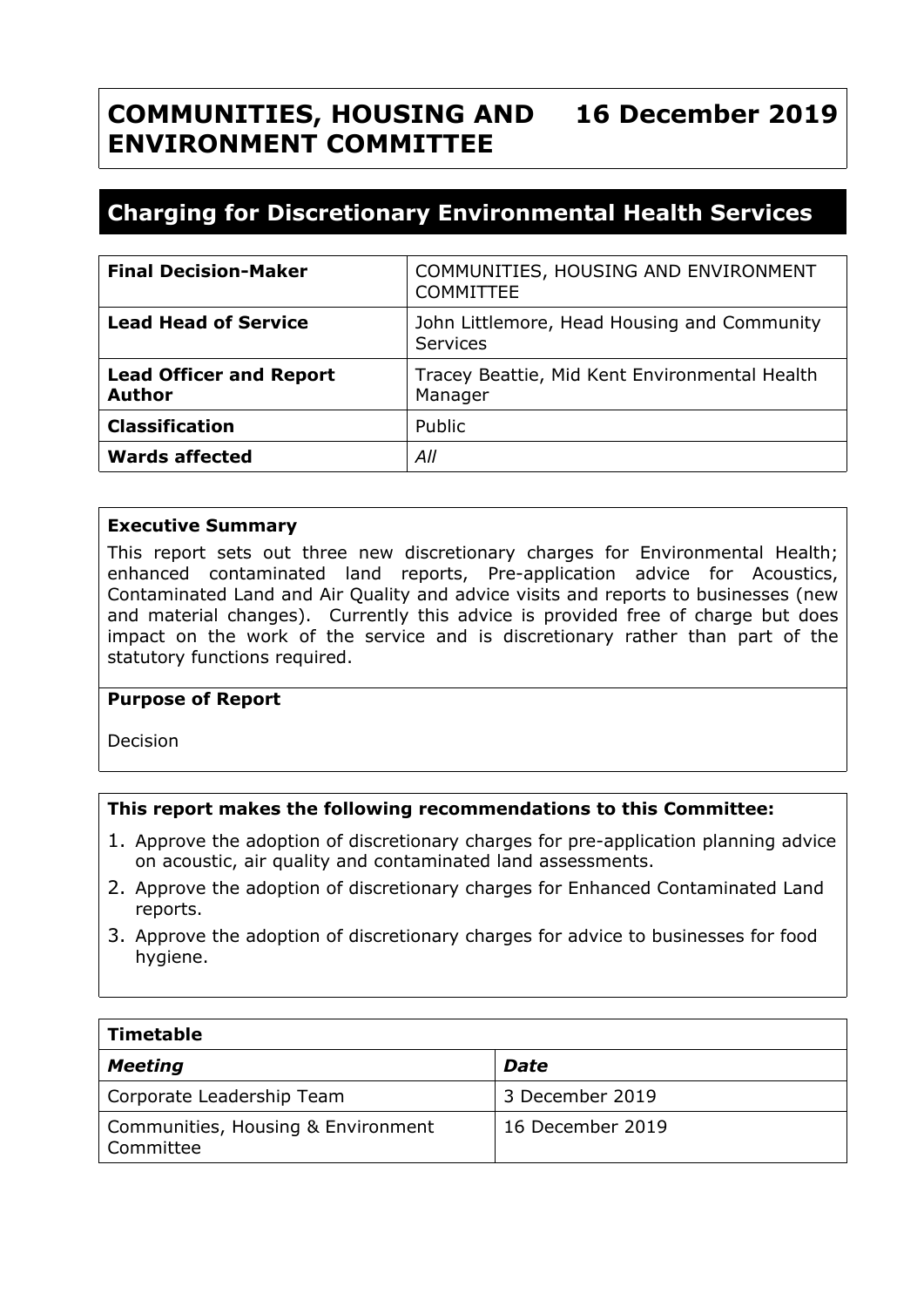# COMMUNITIES, HOUSING AND ENVIRONMENT COMMITTEE — 16 December 2019

## Charging for Discretionary Environmental Health Services

| | |
|---|---|
| **Final Decision-Maker** | COMMUNITIES, HOUSING AND ENVIRONMENT COMMITTEE |
| **Lead Head of Service** | John Littlemore, Head Housing and Community Services |
| **Lead Officer and Report Author** | Tracey Beattie, Mid Kent Environmental Health Manager |
| **Classification** | Public |
| **Wards affected** | *All* |

**Executive Summary**

This report sets out three new discretionary charges for Environmental Health; enhanced contaminated land reports, Pre-application advice for Acoustics, Contaminated Land and Air Quality and advice visits and reports to businesses (new and material changes). Currently this advice is provided free of charge but does impact on the work of the service and is discretionary rather than part of the statutory functions required.

**Purpose of Report**

Decision

**This report makes the following recommendations to this Committee:**

1. Approve the adoption of discretionary charges for pre-application planning advice on acoustic, air quality and contaminated land assessments.
2. Approve the adoption of discretionary charges for Enhanced Contaminated Land reports.
3. Approve the adoption of discretionary charges for advice to businesses for food hygiene.

| **Timetable** | |
|---|---|
| ***Meeting*** | ***Date*** |
| Corporate Leadership Team | 3 December 2019 |
| Communities, Housing & Environment Committee | 16 December 2019 |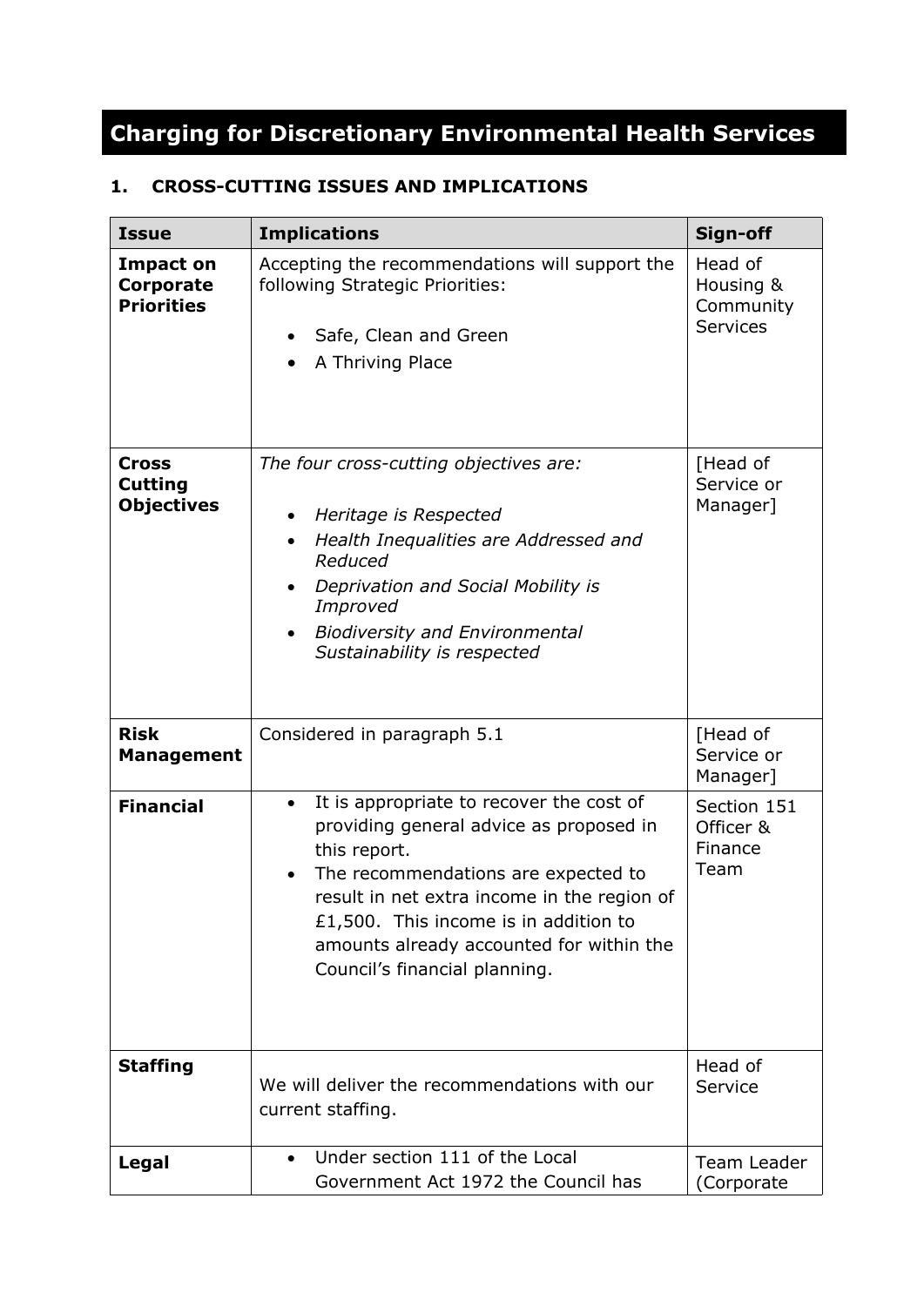# Charging for Discretionary Environmental Health Services

## 1. CROSS-CUTTING ISSUES AND IMPLICATIONS

| Issue | Implications | Sign-off |
|---|---|---|
| **Impact on Corporate Priorities** | Accepting the recommendations will support the following Strategic Priorities:<br><br>• Safe, Clean and Green<br>• A Thriving Place | Head of Housing & Community Services |
| **Cross Cutting Objectives** | *The four cross-cutting objectives are:*<br><br>• *Heritage is Respected*<br>• *Health Inequalities are Addressed and Reduced*<br>• *Deprivation and Social Mobility is Improved*<br>• *Biodiversity and Environmental Sustainability is respected* | [Head of Service or Manager] |
| **Risk Management** | Considered in paragraph 5.1 | [Head of Service or Manager] |
| **Financial** | • It is appropriate to recover the cost of providing general advice as proposed in this report.<br>• The recommendations are expected to result in net extra income in the region of £1,500. This income is in addition to amounts already accounted for within the Council's financial planning. | Section 151 Officer & Finance Team |
| **Staffing** | We will deliver the recommendations with our current staffing. | Head of Service |
| **Legal** | • Under section 111 of the Local Government Act 1972 the Council has | Team Leader (Corporate |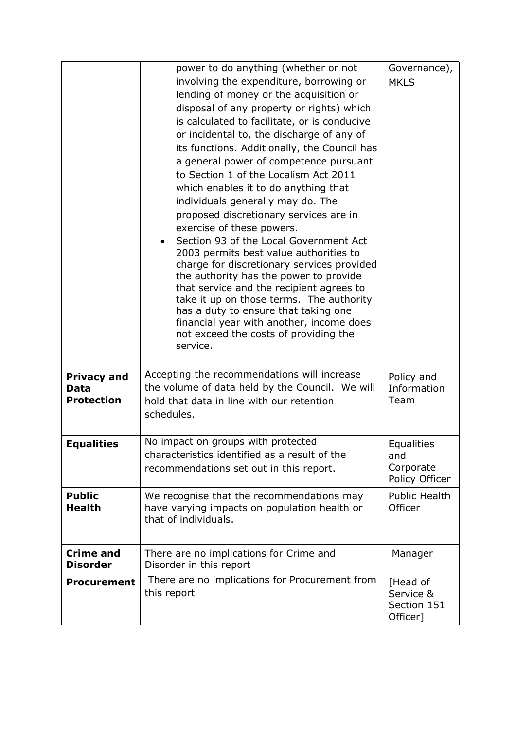| | | |
|---|---|---|
| | power to do anything (whether or not involving the expenditure, borrowing or lending of money or the acquisition or disposal of any property or rights) which is calculated to facilitate, or is conducive or incidental to, the discharge of any of its functions. Additionally, the Council has a general power of competence pursuant to Section 1 of the Localism Act 2011 which enables it to do anything that individuals generally may do. The proposed discretionary services are in exercise of these powers.<br>• Section 93 of the Local Government Act 2003 permits best value authorities to charge for discretionary services provided the authority has the power to provide that service and the recipient agrees to take it up on those terms. The authority has a duty to ensure that taking one financial year with another, income does not exceed the costs of providing the service. | Governance), MKLS |
| **Privacy and Data Protection** | Accepting the recommendations will increase the volume of data held by the Council. We will hold that data in line with our retention schedules. | Policy and Information Team |
| **Equalities** | No impact on groups with protected characteristics identified as a result of the recommendations set out in this report. | Equalities and Corporate Policy Officer |
| **Public Health** | We recognise that the recommendations may have varying impacts on population health or that of individuals. | Public Health Officer |
| **Crime and Disorder** | There are no implications for Crime and Disorder in this report | Manager |
| **Procurement** | There are no implications for Procurement from this report | [Head of Service & Section 151 Officer] |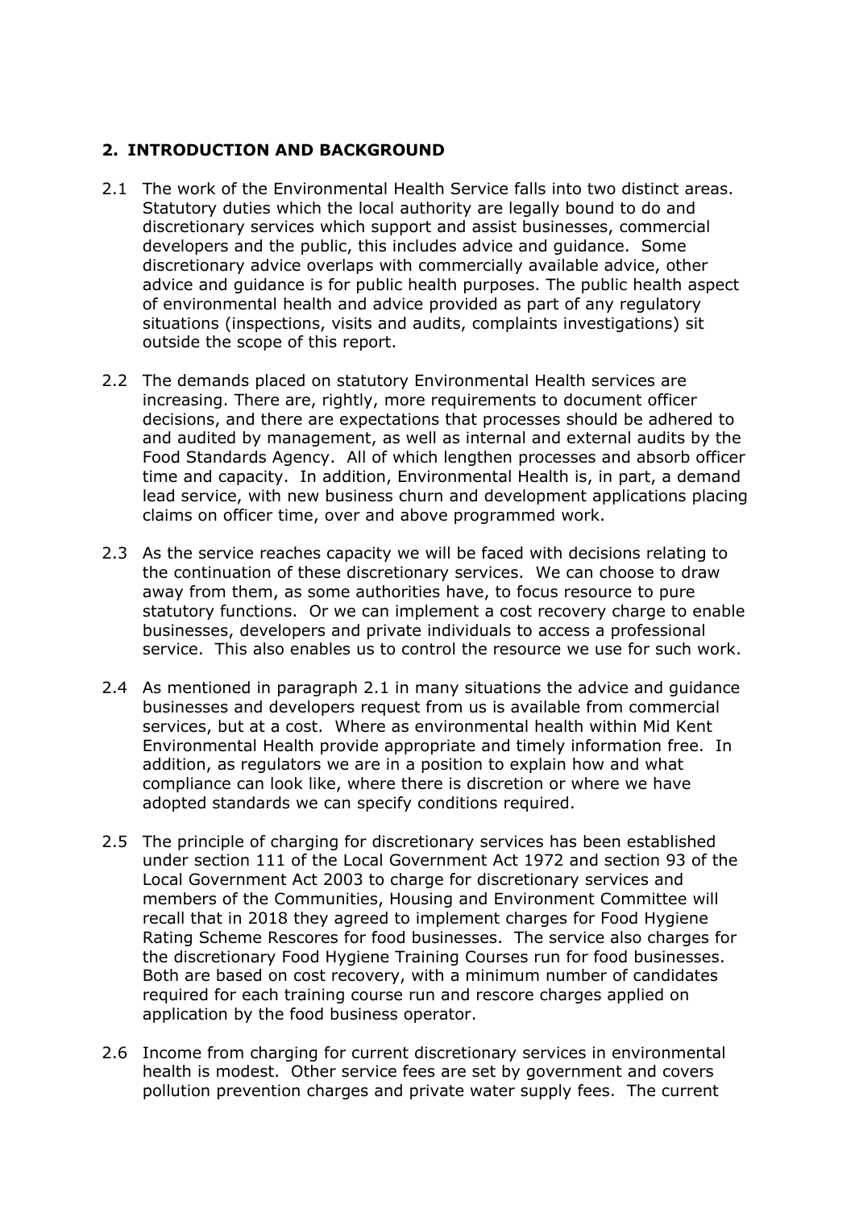## 2. INTRODUCTION AND BACKGROUND

2.1 The work of the Environmental Health Service falls into two distinct areas. Statutory duties which the local authority are legally bound to do and discretionary services which support and assist businesses, commercial developers and the public, this includes advice and guidance. Some discretionary advice overlaps with commercially available advice, other advice and guidance is for public health purposes. The public health aspect of environmental health and advice provided as part of any regulatory situations (inspections, visits and audits, complaints investigations) sit outside the scope of this report.

2.2 The demands placed on statutory Environmental Health services are increasing. There are, rightly, more requirements to document officer decisions, and there are expectations that processes should be adhered to and audited by management, as well as internal and external audits by the Food Standards Agency. All of which lengthen processes and absorb officer time and capacity. In addition, Environmental Health is, in part, a demand lead service, with new business churn and development applications placing claims on officer time, over and above programmed work.

2.3 As the service reaches capacity we will be faced with decisions relating to the continuation of these discretionary services. We can choose to draw away from them, as some authorities have, to focus resource to pure statutory functions. Or we can implement a cost recovery charge to enable businesses, developers and private individuals to access a professional service. This also enables us to control the resource we use for such work.

2.4 As mentioned in paragraph 2.1 in many situations the advice and guidance businesses and developers request from us is available from commercial services, but at a cost. Where as environmental health within Mid Kent Environmental Health provide appropriate and timely information free. In addition, as regulators we are in a position to explain how and what compliance can look like, where there is discretion or where we have adopted standards we can specify conditions required.

2.5 The principle of charging for discretionary services has been established under section 111 of the Local Government Act 1972 and section 93 of the Local Government Act 2003 to charge for discretionary services and members of the Communities, Housing and Environment Committee will recall that in 2018 they agreed to implement charges for Food Hygiene Rating Scheme Rescores for food businesses. The service also charges for the discretionary Food Hygiene Training Courses run for food businesses. Both are based on cost recovery, with a minimum number of candidates required for each training course run and rescore charges applied on application by the food business operator.

2.6 Income from charging for current discretionary services in environmental health is modest. Other service fees are set by government and covers pollution prevention charges and private water supply fees. The current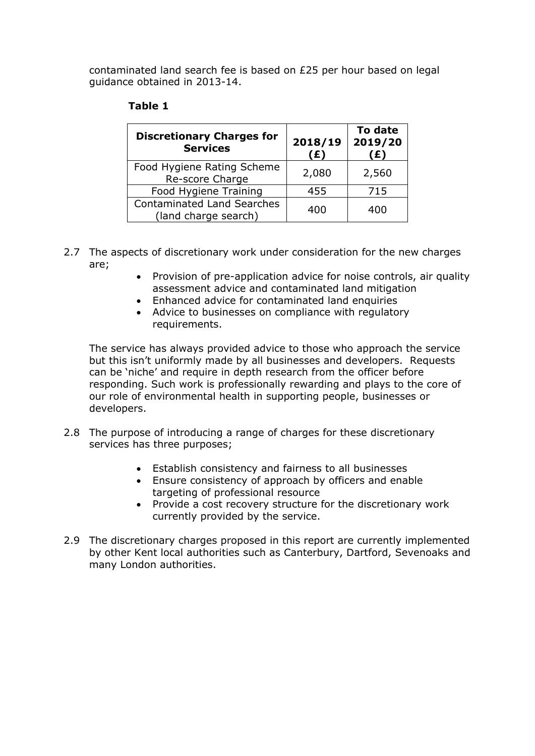contaminated land search fee is based on £25 per hour based on legal guidance obtained in 2013-14.

**Table 1**

| Discretionary Charges for Services | 2018/19 (£) | To date 2019/20 (£) |
|---|---|---|
| Food Hygiene Rating Scheme Re-score Charge | 2,080 | 2,560 |
| Food Hygiene Training | 455 | 715 |
| Contaminated Land Searches (land charge search) | 400 | 400 |

2.7 The aspects of discretionary work under consideration for the new charges are;

- Provision of pre-application advice for noise controls, air quality assessment advice and contaminated land mitigation
- Enhanced advice for contaminated land enquiries
- Advice to businesses on compliance with regulatory requirements.

The service has always provided advice to those who approach the service but this isn't uniformly made by all businesses and developers. Requests can be 'niche' and require in depth research from the officer before responding. Such work is professionally rewarding and plays to the core of our role of environmental health in supporting people, businesses or developers.

2.8 The purpose of introducing a range of charges for these discretionary services has three purposes;

- Establish consistency and fairness to all businesses
- Ensure consistency of approach by officers and enable targeting of professional resource
- Provide a cost recovery structure for the discretionary work currently provided by the service.

2.9 The discretionary charges proposed in this report are currently implemented by other Kent local authorities such as Canterbury, Dartford, Sevenoaks and many London authorities.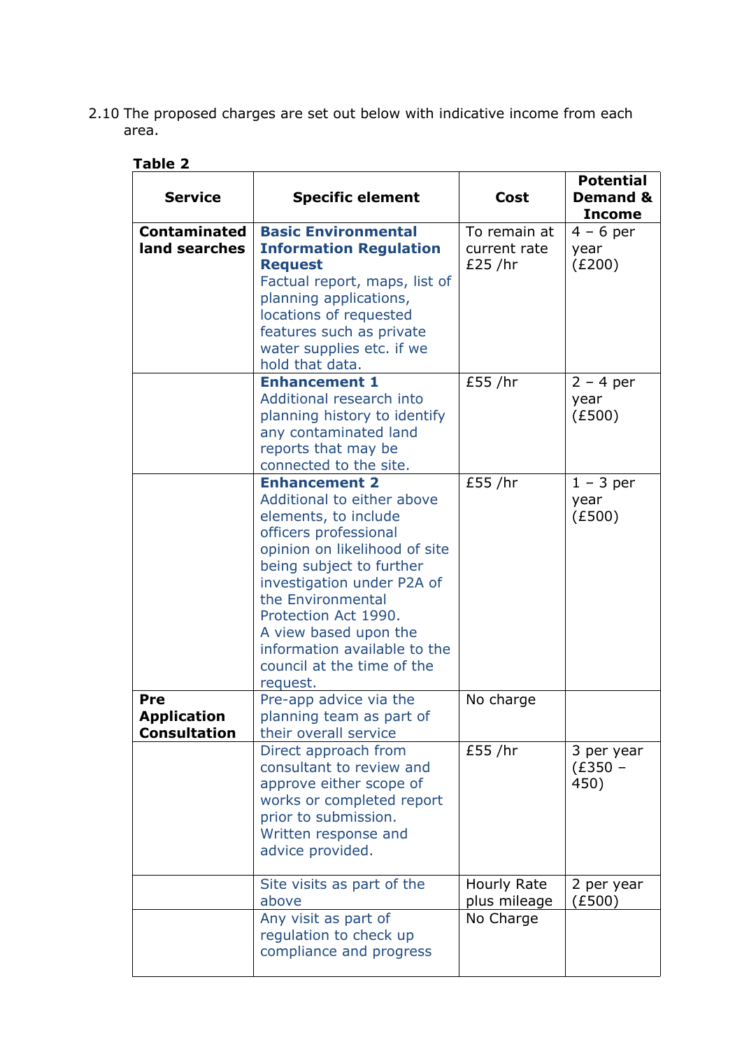2.10 The proposed charges are set out below with indicative income from each area.

**Table 2**

| Service | Specific element | Cost | Potential Demand & Income |
|---|---|---|---|
| **Contaminated land searches** | **Basic Environmental Information Regulation Request** Factual report, maps, list of planning applications, locations of requested features such as private water supplies etc. if we hold that data. | To remain at current rate £25 /hr | 4 – 6 per year (£200) |
| | **Enhancement 1** Additional research into planning history to identify any contaminated land reports that may be connected to the site. | £55 /hr | 2 – 4 per year (£500) |
| | **Enhancement 2** Additional to either above elements, to include officers professional opinion on likelihood of site being subject to further investigation under P2A of the Environmental Protection Act 1990. A view based upon the information available to the council at the time of the request. | £55 /hr | 1 – 3 per year (£500) |
| **Pre Application Consultation** | Pre-app advice via the planning team as part of their overall service | No charge | |
| | Direct approach from consultant to review and approve either scope of works or completed report prior to submission. Written response and advice provided. | £55 /hr | 3 per year (£350 – 450) |
| | Site visits as part of the above | Hourly Rate plus mileage | 2 per year (£500) |
| | Any visit as part of regulation to check up compliance and progress | No Charge | |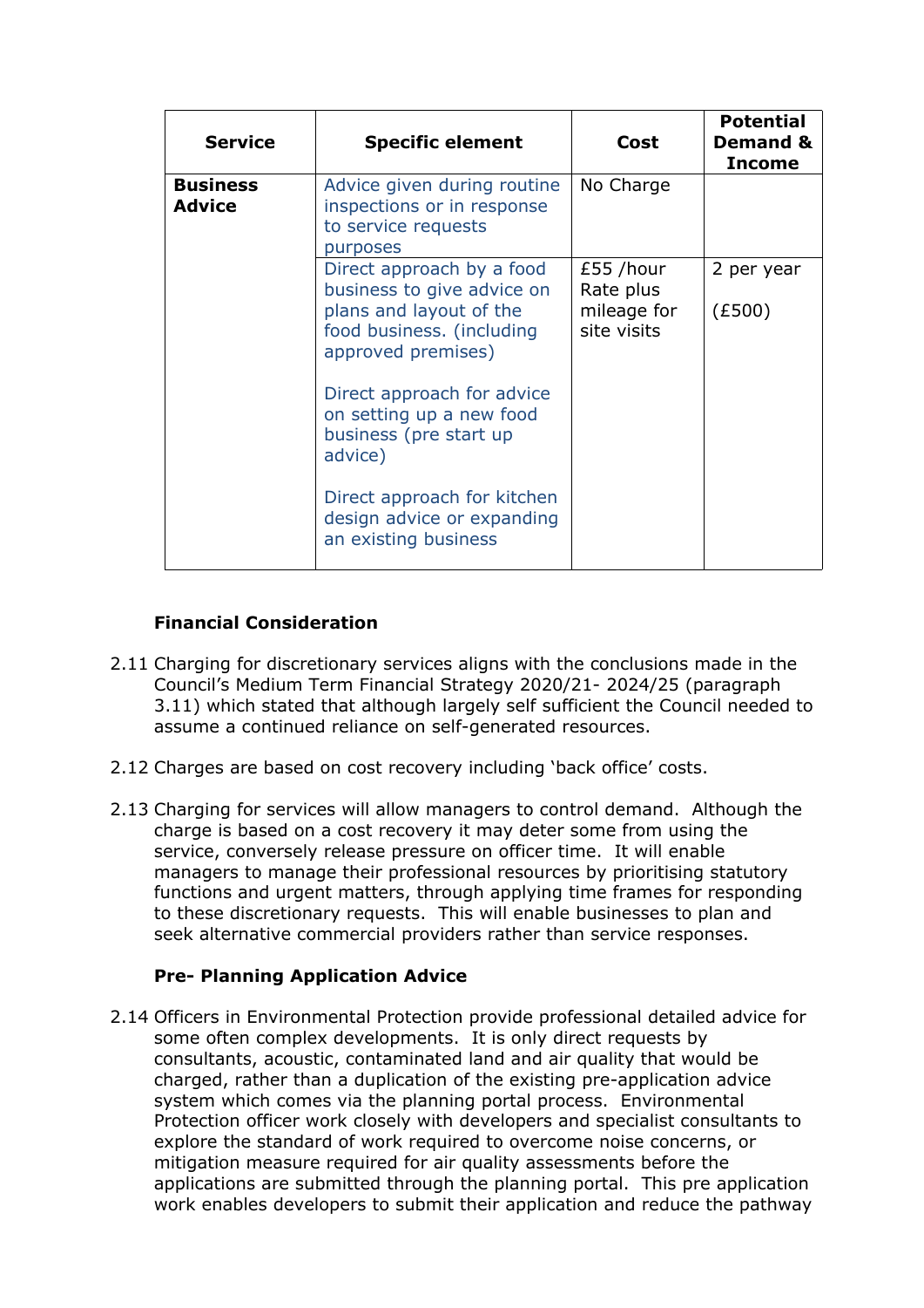| Service | Specific element | Cost | Potential Demand & Income |
|---|---|---|---|
| **Business Advice** | Advice given during routine inspections or in response to service requests purposes | No Charge | |
| | Direct approach by a food business to give advice on plans and layout of the food business. (including approved premises)<br><br>Direct approach for advice on setting up a new food business (pre start up advice)<br><br>Direct approach for kitchen design advice or expanding an existing business | £55 /hour Rate plus mileage for site visits | 2 per year<br><br>(£500) |

**Financial Consideration**

2.11 Charging for discretionary services aligns with the conclusions made in the Council's Medium Term Financial Strategy 2020/21- 2024/25 (paragraph 3.11) which stated that although largely self sufficient the Council needed to assume a continued reliance on self-generated resources.

2.12 Charges are based on cost recovery including 'back office' costs.

2.13 Charging for services will allow managers to control demand. Although the charge is based on a cost recovery it may deter some from using the service, conversely release pressure on officer time. It will enable managers to manage their professional resources by prioritising statutory functions and urgent matters, through applying time frames for responding to these discretionary requests. This will enable businesses to plan and seek alternative commercial providers rather than service responses.

**Pre- Planning Application Advice**

2.14 Officers in Environmental Protection provide professional detailed advice for some often complex developments. It is only direct requests by consultants, acoustic, contaminated land and air quality that would be charged, rather than a duplication of the existing pre-application advice system which comes via the planning portal process. Environmental Protection officer work closely with developers and specialist consultants to explore the standard of work required to overcome noise concerns, or mitigation measure required for air quality assessments before the applications are submitted through the planning portal. This pre application work enables developers to submit their application and reduce the pathway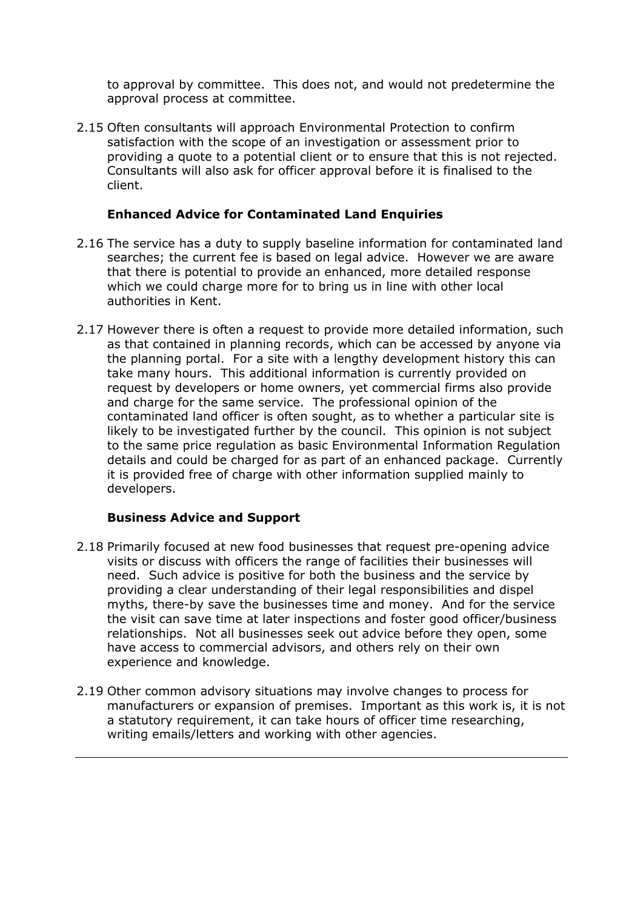to approval by committee. This does not, and would not predetermine the approval process at committee.

2.15 Often consultants will approach Environmental Protection to confirm satisfaction with the scope of an investigation or assessment prior to providing a quote to a potential client or to ensure that this is not rejected. Consultants will also ask for officer approval before it is finalised to the client.

**Enhanced Advice for Contaminated Land Enquiries**

2.16 The service has a duty to supply baseline information for contaminated land searches; the current fee is based on legal advice. However we are aware that there is potential to provide an enhanced, more detailed response which we could charge more for to bring us in line with other local authorities in Kent.

2.17 However there is often a request to provide more detailed information, such as that contained in planning records, which can be accessed by anyone via the planning portal. For a site with a lengthy development history this can take many hours. This additional information is currently provided on request by developers or home owners, yet commercial firms also provide and charge for the same service. The professional opinion of the contaminated land officer is often sought, as to whether a particular site is likely to be investigated further by the council. This opinion is not subject to the same price regulation as basic Environmental Information Regulation details and could be charged for as part of an enhanced package. Currently it is provided free of charge with other information supplied mainly to developers.

**Business Advice and Support**

2.18 Primarily focused at new food businesses that request pre-opening advice visits or discuss with officers the range of facilities their businesses will need. Such advice is positive for both the business and the service by providing a clear understanding of their legal responsibilities and dispel myths, there-by save the businesses time and money. And for the service the visit can save time at later inspections and foster good officer/business relationships. Not all businesses seek out advice before they open, some have access to commercial advisors, and others rely on their own experience and knowledge.

2.19 Other common advisory situations may involve changes to process for manufacturers or expansion of premises. Important as this work is, it is not a statutory requirement, it can take hours of officer time researching, writing emails/letters and working with other agencies.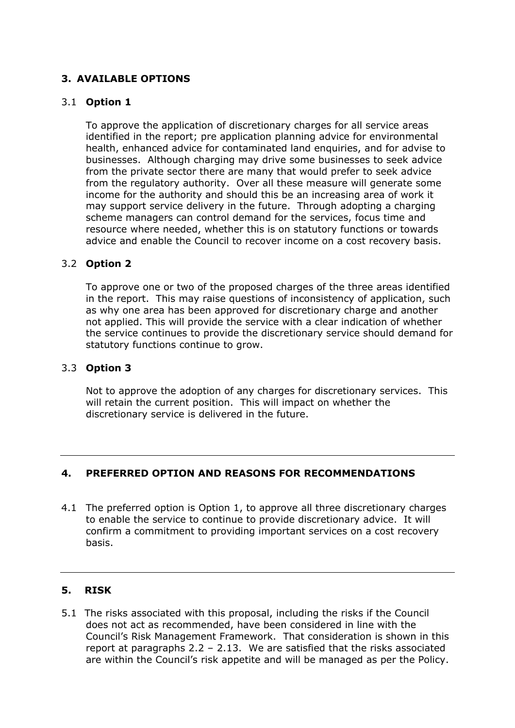## 3. AVAILABLE OPTIONS

### 3.1 Option 1

To approve the application of discretionary charges for all service areas identified in the report; pre application planning advice for environmental health, enhanced advice for contaminated land enquiries, and for advise to businesses. Although charging may drive some businesses to seek advice from the private sector there are many that would prefer to seek advice from the regulatory authority. Over all these measure will generate some income for the authority and should this be an increasing area of work it may support service delivery in the future. Through adopting a charging scheme managers can control demand for the services, focus time and resource where needed, whether this is on statutory functions or towards advice and enable the Council to recover income on a cost recovery basis.

### 3.2 Option 2

To approve one or two of the proposed charges of the three areas identified in the report. This may raise questions of inconsistency of application, such as why one area has been approved for discretionary charge and another not applied. This will provide the service with a clear indication of whether the service continues to provide the discretionary service should demand for statutory functions continue to grow.

### 3.3 Option 3

Not to approve the adoption of any charges for discretionary services. This will retain the current position. This will impact on whether the discretionary service is delivered in the future.

---

## 4. PREFERRED OPTION AND REASONS FOR RECOMMENDATIONS

4.1 The preferred option is Option 1, to approve all three discretionary charges to enable the service to continue to provide discretionary advice. It will confirm a commitment to providing important services on a cost recovery basis.

---

## 5. RISK

5.1 The risks associated with this proposal, including the risks if the Council does not act as recommended, have been considered in line with the Council's Risk Management Framework. That consideration is shown in this report at paragraphs 2.2 – 2.13. We are satisfied that the risks associated are within the Council's risk appetite and will be managed as per the Policy.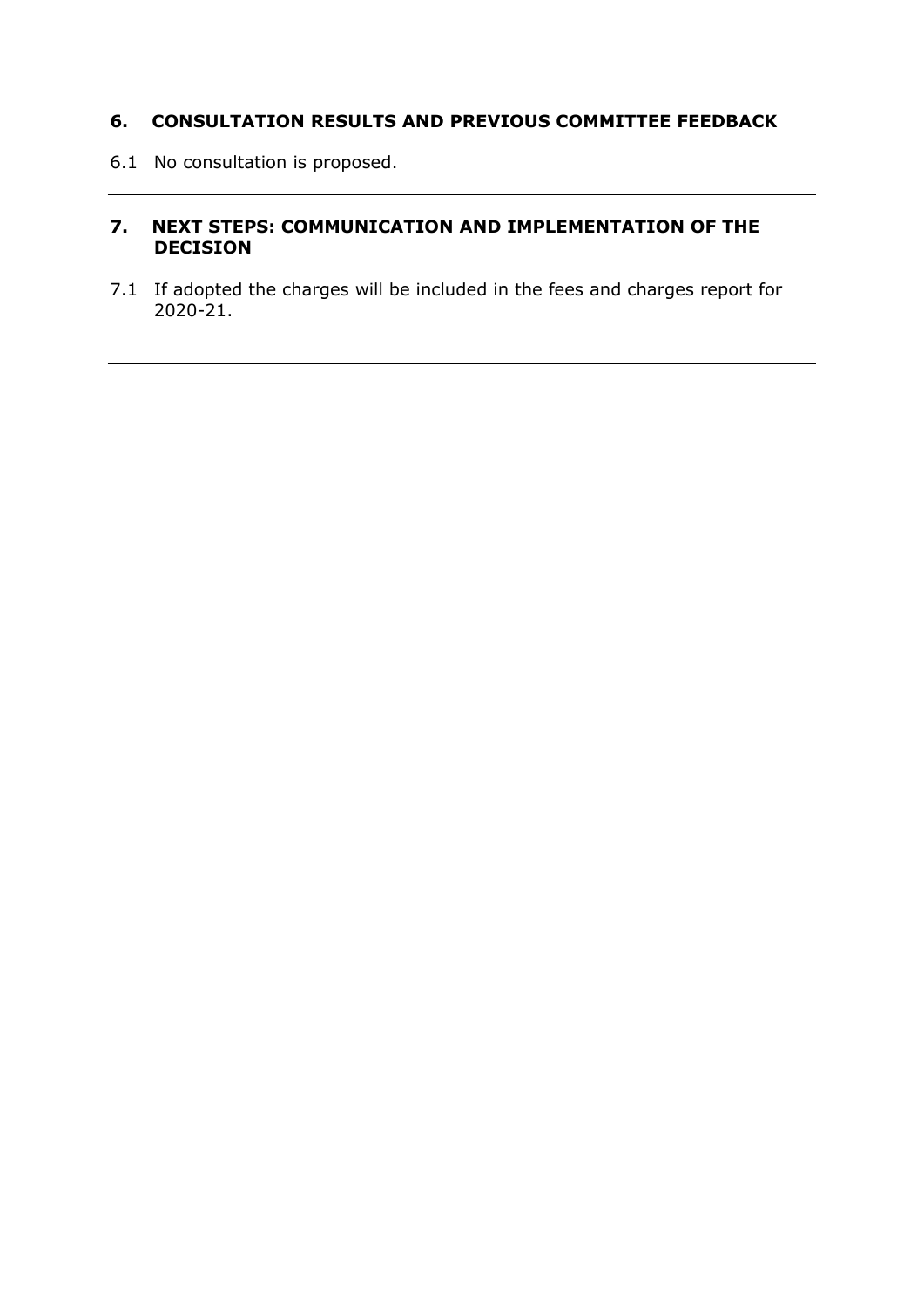## 6. CONSULTATION RESULTS AND PREVIOUS COMMITTEE FEEDBACK

6.1 No consultation is proposed.

---

## 7. NEXT STEPS: COMMUNICATION AND IMPLEMENTATION OF THE DECISION

7.1 If adopted the charges will be included in the fees and charges report for 2020-21.

---